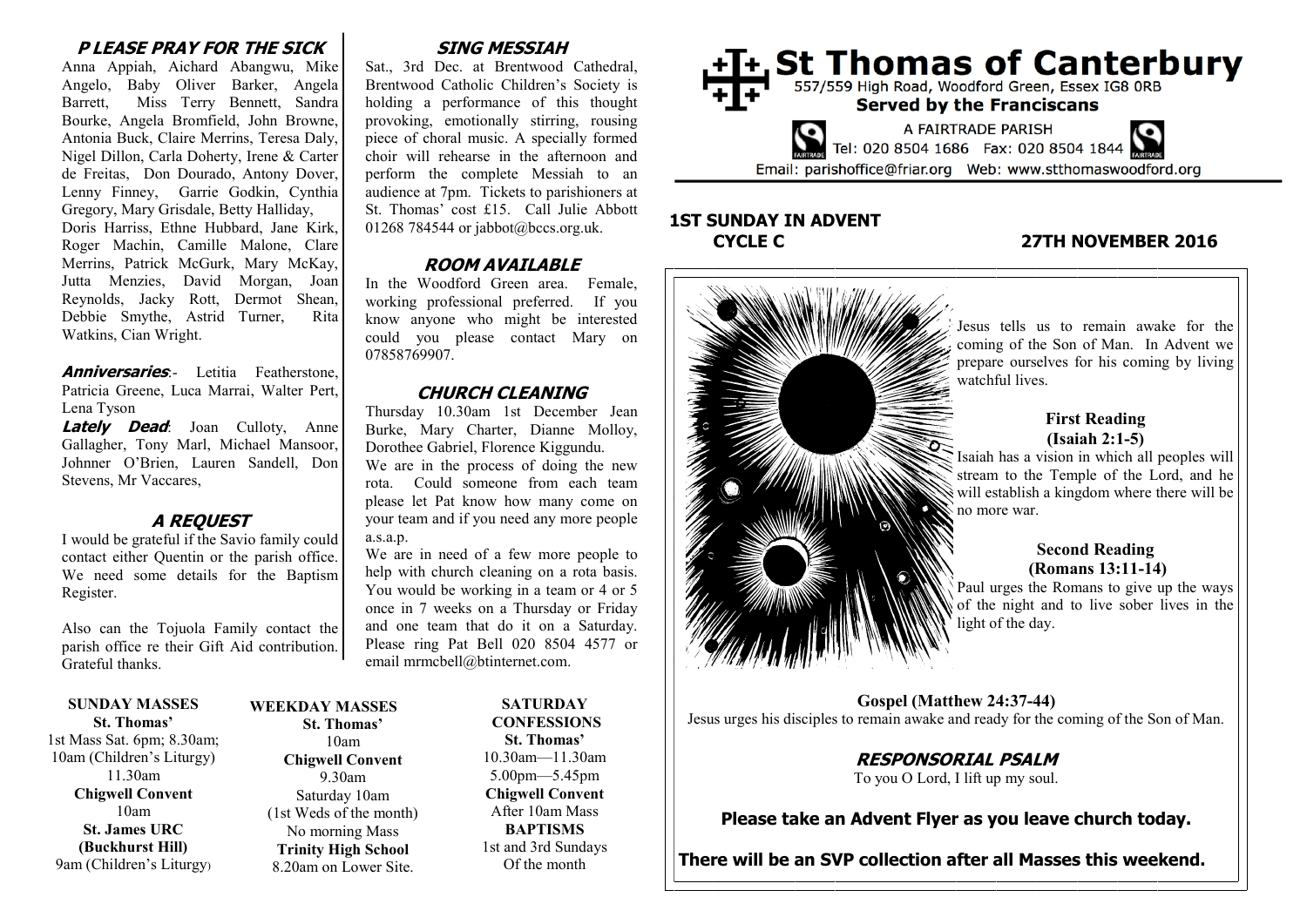# St Thomas of Canterbury

557/559 High Road, Woodford Green, Essex IG8 0RB

**Served by the Franciscans**

A FAIRTRADE PARISH

Tel: 020 8504 1686 Fax: 020 8504 1844

Email: parishoffice@friar.org Web: www.stthomaswoodford.org

## 1ST SUNDAY IN ADVENT CYCLE C

## 27TH NOVEMBER 2016

Jesus tells us to remain awake for the coming of the Son of Man. In Advent we prepare ourselves for his coming by living watchful lives.

**First Reading (Isaiah 2:1-5)**

Isaiah has a vision in which all peoples will stream to the Temple of the Lord, and he will establish a kingdom where there will be no more war.

**Second Reading (Romans 13:11-14)**

Paul urges the Romans to give up the ways of the night and to live sober lives in the light of the day.

**Gospel (Matthew 24:37-44)**

Jesus urges his disciples to remain awake and ready for the coming of the Son of Man.

### RESPONSORIAL PSALM

To you O Lord, I lift up my soul.

**Please take an Advent Flyer as you leave church today.**

**There will be an SVP collection after all Masses this weekend.**

### PLEASE PRAY FOR THE SICK

Anna Appiah, Aichard Abangwu, Mike Angelo, Baby Oliver Barker, Angela Barrett, Miss Terry Bennett, Sandra Bourke, Angela Bromfield, John Browne, Antonia Buck, Claire Merrins, Teresa Daly, Nigel Dillon, Carla Doherty, Irene & Carter de Freitas, Don Dourado, Antony Dover, Lenny Finney, Garrie Godkin, Cynthia Gregory, Mary Grisdale, Betty Halliday, Doris Harriss, Ethne Hubbard, Jane Kirk, Roger Machin, Camille Malone, Clare Merrins, Patrick McGurk, Mary McKay, Jutta Menzies, David Morgan, Joan Reynolds, Jacky Rott, Dermot Shean, Debbie Smythe, Astrid Turner, Rita Watkins, Cian Wright.

***Anniversaries***:- Letitia Featherstone, Patricia Greene, Luca Marrai, Walter Pert, Lena Tyson

***Lately Dead***: Joan Culloty, Anne Gallagher, Tony Marl, Michael Mansoor, Johnner O'Brien, Lauren Sandell, Don Stevens, Mr Vaccares,

### A REQUEST

I would be grateful if the Savio family could contact either Quentin or the parish office. We need some details for the Baptism Register.

Also can the Tojuola Family contact the parish office re their Gift Aid contribution. Grateful thanks.

### SING MESSIAH

Sat., 3rd Dec. at Brentwood Cathedral, Brentwood Catholic Children's Society is holding a performance of this thought provoking, emotionally stirring, rousing piece of choral music. A specially formed choir will rehearse in the afternoon and perform the complete Messiah to an audience at 7pm. Tickets to parishioners at St. Thomas' cost £15. Call Julie Abbott 01268 784544 or jabbot@bccs.org.uk.

### ROOM AVAILABLE

In the Woodford Green area. Female, working professional preferred. If you know anyone who might be interested could you please contact Mary on 07858769907.

### CHURCH CLEANING

Thursday 10.30am 1st December Jean Burke, Mary Charter, Dianne Molloy, Dorothee Gabriel, Florence Kiggundu.

We are in the process of doing the new rota. Could someone from each team please let Pat know how many come on your team and if you need any more people a.s.a.p.

We are in need of a few more people to help with church cleaning on a rota basis. You would be working in a team or 4 or 5 once in 7 weeks on a Thursday or Friday and one team that do it on a Saturday. Please ring Pat Bell 020 8504 4577 or email mrmcbell@btinternet.com.

**SUNDAY MASSES**
**St. Thomas'**
1st Mass Sat. 6pm; 8.30am;
10am (Children's Liturgy)
11.30am
**Chigwell Convent**
10am
**St. James URC (Buckhurst Hill)**
9am (Children's Liturgy)

**WEEKDAY MASSES**
**St. Thomas'**
10am
**Chigwell Convent**
9.30am
Saturday 10am
(1st Weds of the month)
No morning Mass
**Trinity High School**
8.20am on Lower Site.

**SATURDAY CONFESSIONS**
**St. Thomas'**
10.30am—11.30am
5.00pm—5.45pm
**Chigwell Convent**
After 10am Mass
**BAPTISMS**
1st and 3rd Sundays
Of the month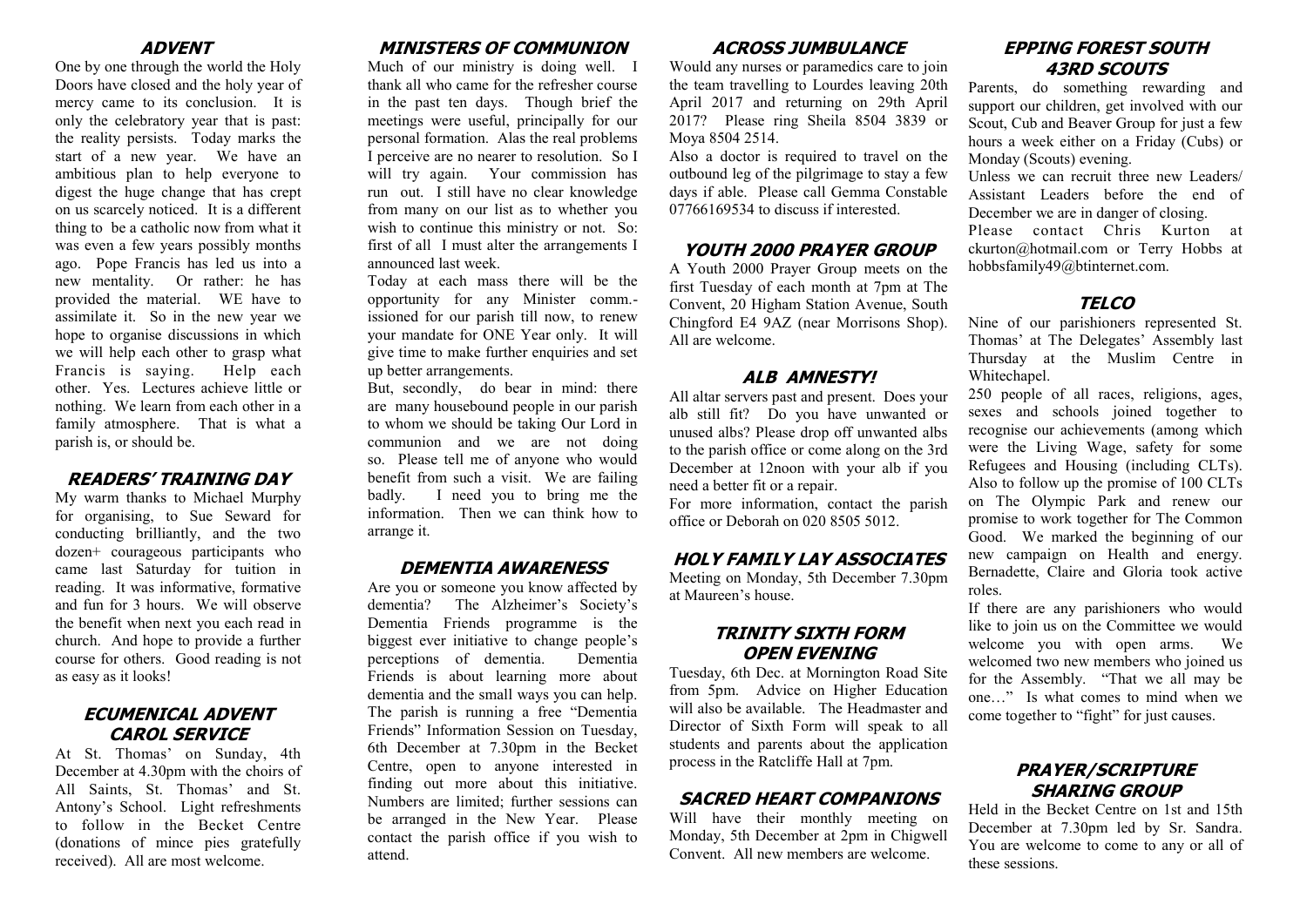## ADVENT

One by one through the world the Holy Doors have closed and the holy year of mercy came to its conclusion. It is only the celebratory year that is past: the reality persists. Today marks the start of a new year. We have an ambitious plan to help everyone to digest the huge change that has crept on us scarcely noticed. It is a different thing to be a catholic now from what it was even a few years possibly months ago. Pope Francis has led us into a new mentality. Or rather: he has provided the material. WE have to assimilate it. So in the new year we hope to organise discussions in which we will help each other to grasp what Francis is saying. Help each other. Yes. Lectures achieve little or nothing. We learn from each other in a family atmosphere. That is what a parish is, or should be.

## READERS' TRAINING DAY

My warm thanks to Michael Murphy for organising, to Sue Seward for conducting brilliantly, and the two dozen+ courageous participants who came last Saturday for tuition in reading. It was informative, formative and fun for 3 hours. We will observe the benefit when next you each read in church. And hope to provide a further course for others. Good reading is not as easy as it looks!

## ECUMENICAL ADVENT CAROL SERVICE

At St. Thomas' on Sunday, 4th December at 4.30pm with the choirs of All Saints, St. Thomas' and St. Antony's School. Light refreshments to follow in the Becket Centre (donations of mince pies gratefully received). All are most welcome.

## MINISTERS OF COMMUNION

Much of our ministry is doing well. I thank all who came for the refresher course in the past ten days. Though brief the meetings were useful, principally for our personal formation. Alas the real problems I perceive are no nearer to resolution. So I will try again. Your commission has run out. I still have no clear knowledge from many on our list as to whether you wish to continue this ministry or not. So: first of all I must alter the arrangements I announced last week.

Today at each mass there will be the opportunity for any Minister comm.-issioned for our parish till now, to renew your mandate for ONE Year only. It will give time to make further enquiries and set up better arrangements.

But, secondly, do bear in mind: there are many housebound people in our parish to whom we should be taking Our Lord in communion and we are not doing so. Please tell me of anyone who would benefit from such a visit. We are failing badly. I need you to bring me the information. Then we can think how to arrange it.

## DEMENTIA AWARENESS

Are you or someone you know affected by dementia? The Alzheimer's Society's Dementia Friends programme is the biggest ever initiative to change people's perceptions of dementia. Dementia Friends is about learning more about dementia and the small ways you can help. The parish is running a free "Dementia Friends" Information Session on Tuesday, 6th December at 7.30pm in the Becket Centre, open to anyone interested in finding out more about this initiative. Numbers are limited; further sessions can be arranged in the New Year. Please contact the parish office if you wish to attend.

## ACROSS JUMBULANCE

Would any nurses or paramedics care to join the team travelling to Lourdes leaving 20th April 2017 and returning on 29th April 2017? Please ring Sheila 8504 3839 or Moya 8504 2514.

Also a doctor is required to travel on the outbound leg of the pilgrimage to stay a few days if able. Please call Gemma Constable 07766169534 to discuss if interested.

## YOUTH 2000 PRAYER GROUP

A Youth 2000 Prayer Group meets on the first Tuesday of each month at 7pm at The Convent, 20 Higham Station Avenue, South Chingford E4 9AZ (near Morrisons Shop). All are welcome.

## ALB AMNESTY!

All altar servers past and present. Does your alb still fit? Do you have unwanted or unused albs? Please drop off unwanted albs to the parish office or come along on the 3rd December at 12noon with your alb if you need a better fit or a repair.

For more information, contact the parish office or Deborah on 020 8505 5012.

## HOLY FAMILY LAY ASSOCIATES

Meeting on Monday, 5th December 7.30pm at Maureen's house.

## TRINITY SIXTH FORM OPEN EVENING

Tuesday, 6th Dec. at Mornington Road Site from 5pm. Advice on Higher Education will also be available. The Headmaster and Director of Sixth Form will speak to all students and parents about the application process in the Ratcliffe Hall at 7pm.

## SACRED HEART COMPANIONS

Will have their monthly meeting on Monday, 5th December at 2pm in Chigwell Convent. All new members are welcome.

## EPPING FOREST SOUTH 43RD SCOUTS

Parents, do something rewarding and support our children, get involved with our Scout, Cub and Beaver Group for just a few hours a week either on a Friday (Cubs) or Monday (Scouts) evening.

Unless we can recruit three new Leaders/ Assistant Leaders before the end of December we are in danger of closing.

Please contact Chris Kurton at ckurton@hotmail.com or Terry Hobbs at hobbsfamily49@btinternet.com.

## TELCO

Nine of our parishioners represented St. Thomas' at The Delegates' Assembly last Thursday at the Muslim Centre in Whitechapel.

250 people of all races, religions, ages, sexes and schools joined together to recognise our achievements (among which were the Living Wage, safety for some Refugees and Housing (including CLTs). Also to follow up the promise of 100 CLTs on The Olympic Park and renew our promise to work together for The Common Good. We marked the beginning of our new campaign on Health and energy. Bernadette, Claire and Gloria took active roles.

If there are any parishioners who would like to join us on the Committee we would welcome you with open arms. We welcomed two new members who joined us for the Assembly. "That we all may be one…" Is what comes to mind when we come together to "fight" for just causes.

## PRAYER/SCRIPTURE SHARING GROUP

Held in the Becket Centre on 1st and 15th December at 7.30pm led by Sr. Sandra. You are welcome to come to any or all of these sessions.